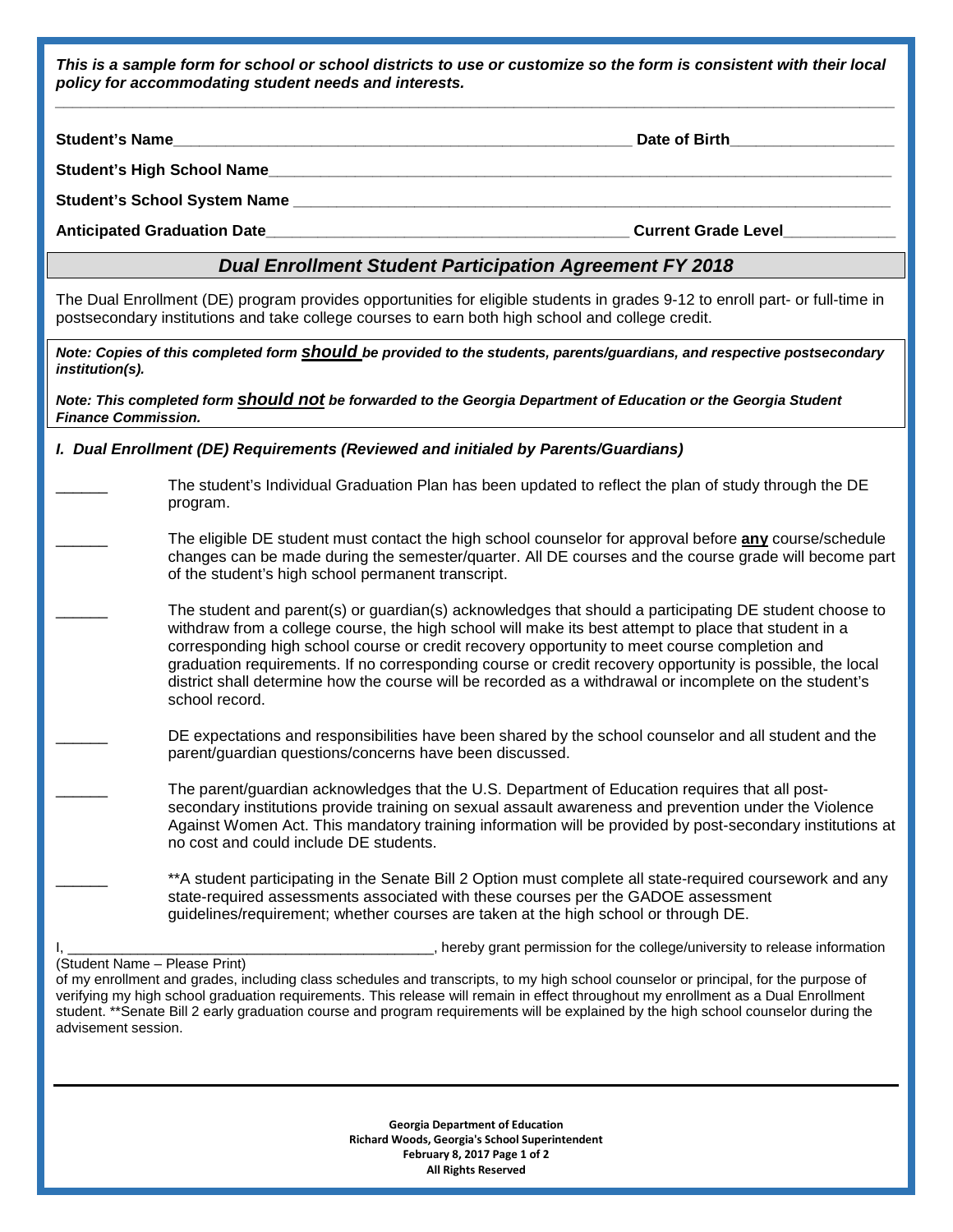***This is a sample form for school or school districts to use or customize so the form is consistent with their local policy for accommodating student needs and interests.***

**Student's Name**_______________________________________________________ **Date of Birth**___________________

**Student's High School Name**___________________________________________________________________________

**Student's School System Name** _________________________________________________________________________

**Anticipated Graduation Date**_________________________________________ **Current Grade Level**_____________

## *Dual Enrollment Student Participation Agreement FY 2018*

The Dual Enrollment (DE) program provides opportunities for eligible students in grades 9-12 to enroll part- or full-time in postsecondary institutions and take college courses to earn both high school and college credit.

***Note: Copies of this completed form <u>should</u> be provided to the students, parents/guardians, and respective postsecondary institution(s).***

***Note: This completed form <u>should not</u> be forwarded to the Georgia Department of Education or the Georgia Student Finance Commission.***

### *I. Dual Enrollment (DE) Requirements (Reviewed and initialed by Parents/Guardians)*

______ The student's Individual Graduation Plan has been updated to reflect the plan of study through the DE program.

______ The eligible DE student must contact the high school counselor for approval before <u>**any**</u> course/schedule changes can be made during the semester/quarter. All DE courses and the course grade will become part of the student's high school permanent transcript.

______ The student and parent(s) or guardian(s) acknowledges that should a participating DE student choose to withdraw from a college course, the high school will make its best attempt to place that student in a corresponding high school course or credit recovery opportunity to meet course completion and graduation requirements. If no corresponding course or credit recovery opportunity is possible, the local district shall determine how the course will be recorded as a withdrawal or incomplete on the student's school record.

______ DE expectations and responsibilities have been shared by the school counselor and all student and the parent/guardian questions/concerns have been discussed.

______ The parent/guardian acknowledges that the U.S. Department of Education requires that all post-secondary institutions provide training on sexual assault awareness and prevention under the Violence Against Women Act. This mandatory training information will be provided by post-secondary institutions at no cost and could include DE students.

______ **A student participating in the Senate Bill 2 Option must complete all state-required coursework and any state-required assessments associated with these courses per the GADOE assessment guidelines/requirement; whether courses are taken at the high school or through DE.

I, ______________________________________________, hereby grant permission for the college/university to release information
(Student Name – Please Print)
of my enrollment and grades, including class schedules and transcripts, to my high school counselor or principal, for the purpose of verifying my high school graduation requirements. This release will remain in effect throughout my enrollment as a Dual Enrollment student. **Senate Bill 2 early graduation course and program requirements will be explained by the high school counselor during the advisement session.

**Georgia Department of Education**
**Richard Woods, Georgia's School Superintendent**
**February 8, 2017**
**All Rights Reserved**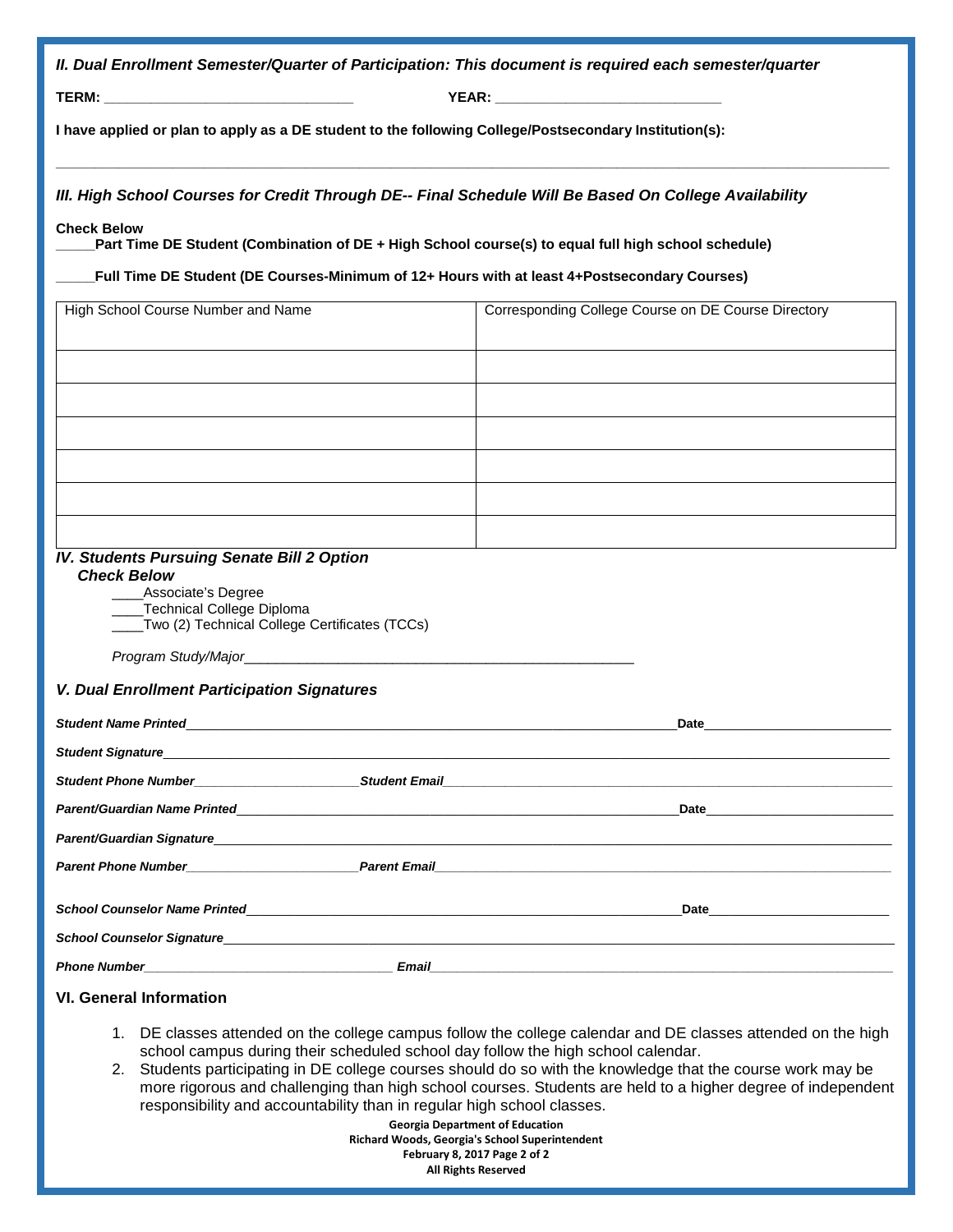### *II. Dual Enrollment Semester/Quarter of Participation: This document is required each semester/quarter*

**TERM: ______________________________** **YEAR: ____________________________**

**I have applied or plan to apply as a DE student to the following College/Postsecondary Institution(s):**

_____________________________________________________________________________________________

### *III. High School Courses for Credit Through DE-- Final Schedule Will Be Based On College Availability*

**Check Below**

**_____Part Time DE Student (Combination of DE + High School course(s) to equal full high school schedule)**

**_____Full Time DE Student (DE Courses-Minimum of 12+ Hours with at least 4+Postsecondary Courses)**

| High School Course Number and Name | Corresponding College Course on DE Course Directory |
|---|---|
| | |
| | |
| | |
| | |
| | |
| | |

### *IV. Students Pursuing Senate Bill 2 Option*

***Check Below***

____Associate's Degree
____Technical College Diploma
____Two (2) Technical College Certificates (TCCs)

*Program Study/Major*_______________________________________________

### *V. Dual Enrollment Participation Signatures*

***Student Name Printed***_____________________________________________________________**Date**________________________

***Student Signature***________________________________________________________________________________________

***Student Phone Number***______________________***Student Email***___________________________________________________

***Parent/Guardian Name Printed***______________________________________________________**Date**________________________

***Parent/Guardian Signature***__________________________________________________________________________________

***Parent Phone Number***______________________***Parent Email***____________________________________________________

***School Counselor Name Printed***_____________________________________________________**Date**________________________

***School Counselor Signature***_________________________________________________________________________________

***Phone Number***_________________________________ ***Email***______________________________________________________

### VI. General Information

1. DE classes attended on the college campus follow the college calendar and DE classes attended on the high school campus during their scheduled school day follow the high school calendar.
2. Students participating in DE college courses should do so with the knowledge that the course work may be more rigorous and challenging than high school courses. Students are held to a higher degree of independent responsibility and accountability than in regular high school classes.

**Georgia Department of Education**
**Richard Woods, Georgia's School Superintendent**
**February 8, 2017**
**All Rights Reserved**